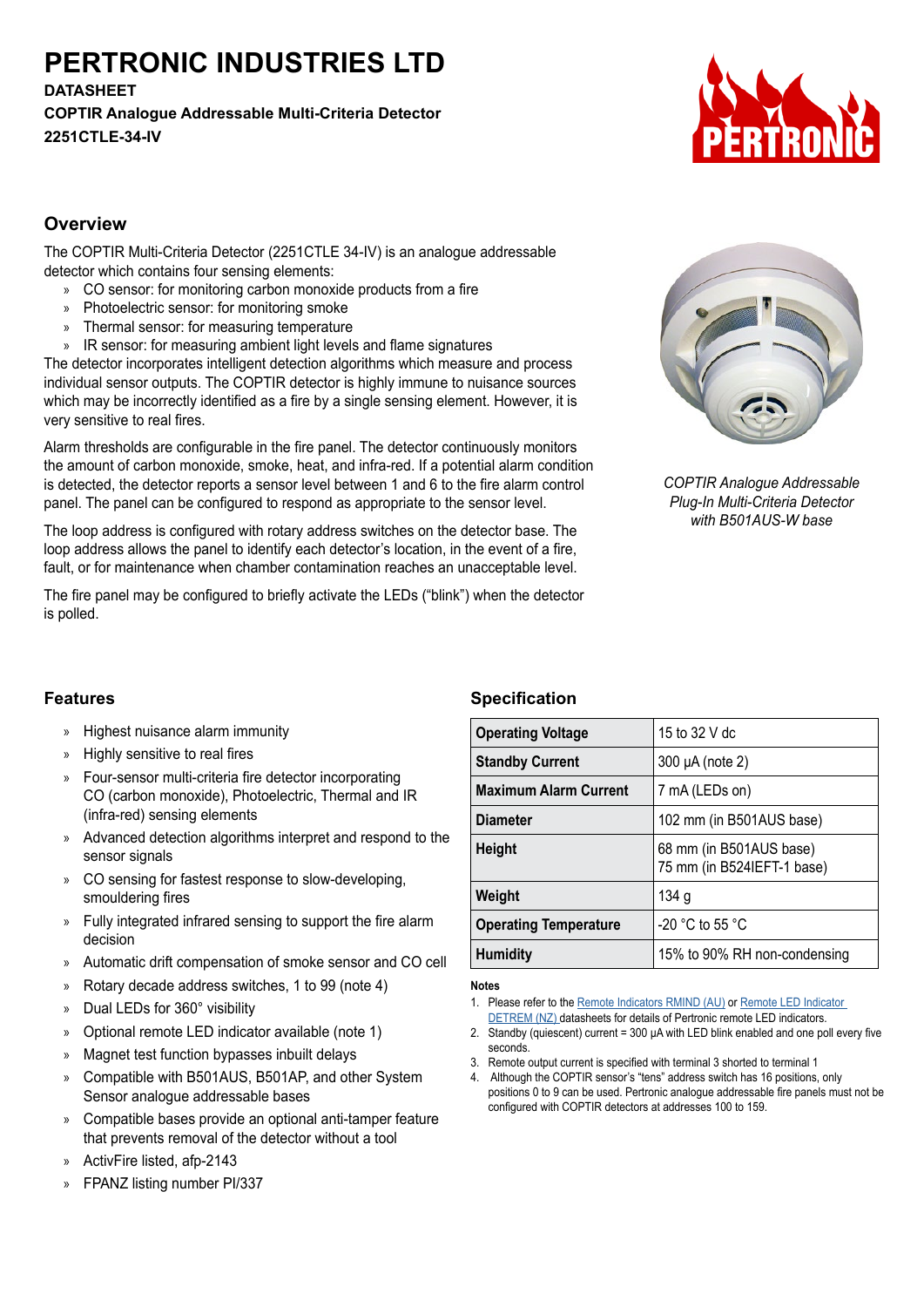# PERTRONIC INDUSTRIES LTD

**DATASHEET**

**COPTIR Analogue Addressable Multi-Criteria Detector**

**2251CTLE-34-IV**

## Overview

The COPTIR Multi-Criteria Detector (2251CTLE 34-IV) is an analogue addressable detector which contains four sensing elements:

- CO sensor: for monitoring carbon monoxide products from a fire
- Photoelectric sensor: for monitoring smoke
- Thermal sensor: for measuring temperature
- IR sensor: for measuring ambient light levels and flame signatures

The detector incorporates intelligent detection algorithms which measure and process individual sensor outputs. The COPTIR detector is highly immune to nuisance sources which may be incorrectly identified as a fire by a single sensing element. However, it is very sensitive to real fires.

Alarm thresholds are configurable in the fire panel. The detector continuously monitors the amount of carbon monoxide, smoke, heat, and infra-red. If a potential alarm condition is detected, the detector reports a sensor level between 1 and 6 to the fire alarm control panel. The panel can be configured to respond as appropriate to the sensor level.

The loop address is configured with rotary address switches on the detector base. The loop address allows the panel to identify each detector's location, in the event of a fire, fault, or for maintenance when chamber contamination reaches an unacceptable level.

The fire panel may be configured to briefly activate the LEDs ("blink") when the detector is polled.

*COPTIR Analogue Addressable Plug-In Multi-Criteria Detector with B501AUS-W base*

## Features

- Highest nuisance alarm immunity
- Highly sensitive to real fires
- Four-sensor multi-criteria fire detector incorporating CO (carbon monoxide), Photoelectric, Thermal and IR (infra-red) sensing elements
- Advanced detection algorithms interpret and respond to the sensor signals
- CO sensing for fastest response to slow-developing, smouldering fires
- Fully integrated infrared sensing to support the fire alarm decision
- Automatic drift compensation of smoke sensor and CO cell
- Rotary decade address switches, 1 to 99 (note 4)
- Dual LEDs for 360° visibility
- Optional remote LED indicator available (note 1)
- Magnet test function bypasses inbuilt delays
- Compatible with B501AUS, B501AP, and other System Sensor analogue addressable bases
- Compatible bases provide an optional anti-tamper feature that prevents removal of the detector without a tool
- ActivFire listed, afp-2143
- FPANZ listing number PI/337

## Specification

| | |
|---|---|
| **Operating Voltage** | 15 to 32 V dc |
| **Standby Current** | 300 µA (note 2) |
| **Maximum Alarm Current** | 7 mA (LEDs on) |
| **Diameter** | 102 mm (in B501AUS base) |
| **Height** | 68 mm (in B501AUS base)<br>75 mm (in B524IEFT-1 base) |
| **Weight** | 134 g |
| **Operating Temperature** | -20 °C to 55 °C |
| **Humidity** | 15% to 90% RH non-condensing |

**Notes**

1. Please refer to the Remote Indicators RMIND (AU) or Remote LED Indicator DETREM (NZ) datasheets for details of Pertronic remote LED indicators.
2. Standby (quiescent) current = 300 µA with LED blink enabled and one poll every five seconds.
3. Remote output current is specified with terminal 3 shorted to terminal 1
4. Although the COPTIR sensor's "tens" address switch has 16 positions, only positions 0 to 9 can be used. Pertronic analogue addressable fire panels must not be configured with COPTIR detectors at addresses 100 to 159.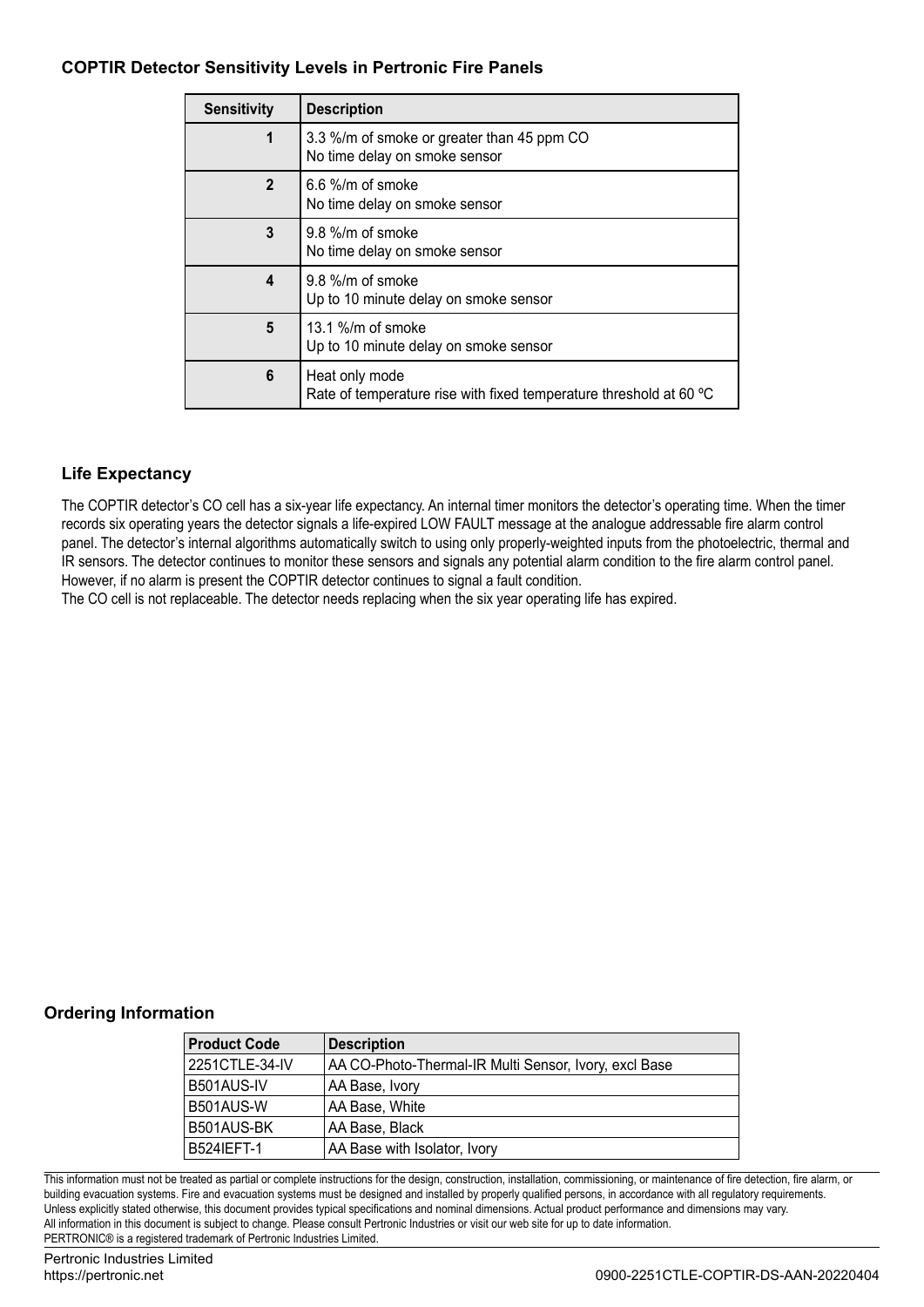## COPTIR Detector Sensitivity Levels in Pertronic Fire Panels

| Sensitivity | Description |
|---|---|
| 1 | 3.3 %/m of smoke or greater than 45 ppm CO<br>No time delay on smoke sensor |
| 2 | 6.6 %/m of smoke<br>No time delay on smoke sensor |
| 3 | 9.8 %/m of smoke<br>No time delay on smoke sensor |
| 4 | 9.8 %/m of smoke<br>Up to 10 minute delay on smoke sensor |
| 5 | 13.1 %/m of smoke<br>Up to 10 minute delay on smoke sensor |
| 6 | Heat only mode<br>Rate of temperature rise with fixed temperature threshold at 60 ºC |

## Life Expectancy

The COPTIR detector's CO cell has a six-year life expectancy. An internal timer monitors the detector's operating time. When the timer records six operating years the detector signals a life-expired LOW FAULT message at the analogue addressable fire alarm control panel. The detector's internal algorithms automatically switch to using only properly-weighted inputs from the photoelectric, thermal and IR sensors. The detector continues to monitor these sensors and signals any potential alarm condition to the fire alarm control panel. However, if no alarm is present the COPTIR detector continues to signal a fault condition.
The CO cell is not replaceable. The detector needs replacing when the six year operating life has expired.

## Ordering Information

| Product Code | Description |
|---|---|
| 2251CTLE-34-IV | AA CO-Photo-Thermal-IR Multi Sensor, Ivory, excl Base |
| B501AUS-IV | AA Base, Ivory |
| B501AUS-W | AA Base, White |
| B501AUS-BK | AA Base, Black |
| B524IEFT-1 | AA Base with Isolator, Ivory |

This information must not be treated as partial or complete instructions for the design, construction, installation, commissioning, or maintenance of fire detection, fire alarm, or building evacuation systems. Fire and evacuation systems must be designed and installed by properly qualified persons, in accordance with all regulatory requirements.
Unless explicitly stated otherwise, this document provides typical specifications and nominal dimensions. Actual product performance and dimensions may vary.
All information in this document is subject to change. Please consult Pertronic Industries or visit our web site for up to date information.
PERTRONIC® is a registered trademark of Pertronic Industries Limited.

Pertronic Industries Limited
https://pertronic.net

0900-2251CTLE-COPTIR-DS-AAN-20220404